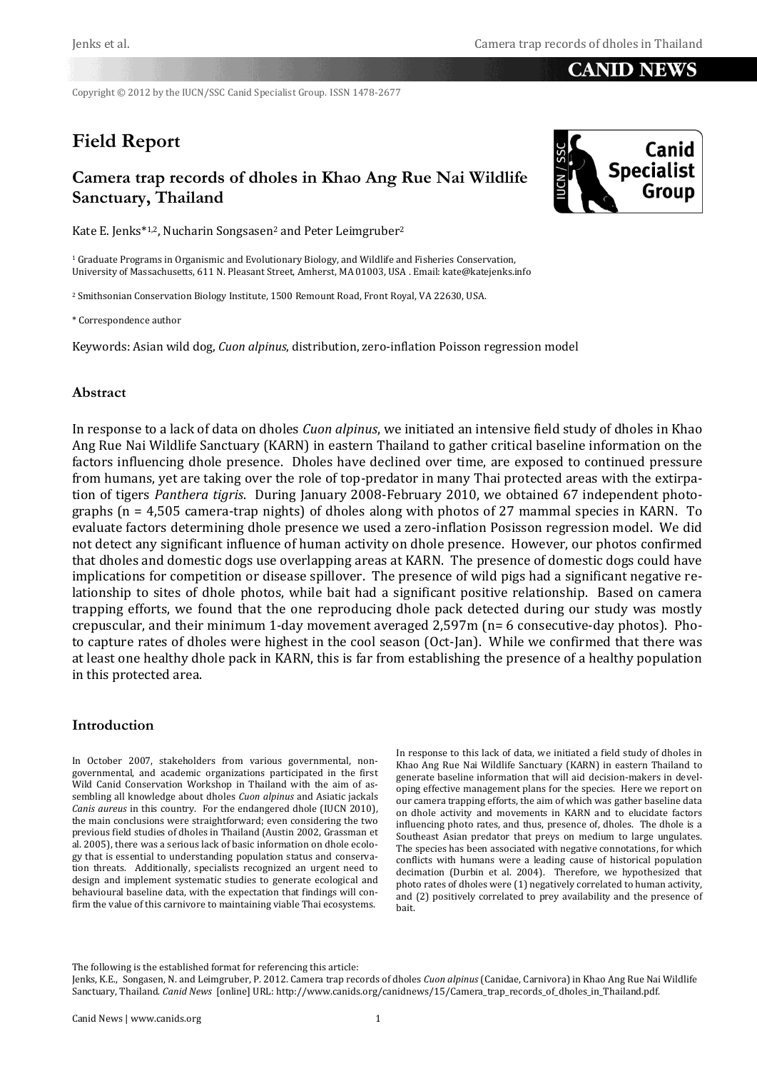Copyright © 2012 by the IUCN/SSC Canid Specialist Group. ISSN 1478-2677

# Field Report

## Camera trap records of dholes in Khao Ang Rue Nai Wildlife Sanctuary, Thailand

Kate E. Jenks*[1,2], Nucharin Songsasen[2] and Peter Leimgruber[2]

[1] Graduate Programs in Organismic and Evolutionary Biology, and Wildlife and Fisheries Conservation, University of Massachusetts, 611 N. Pleasant Street, Amherst, MA 01003, USA . Email: kate@katejenks.info

[2] Smithsonian Conservation Biology Institute, 1500 Remount Road, Front Royal, VA 22630, USA.

\* Correspondence author

Keywords: Asian wild dog, *Cuon alpinus*, distribution, zero-inflation Poisson regression model

### Abstract

In response to a lack of data on dholes *Cuon alpinus*, we initiated an intensive field study of dholes in Khao Ang Rue Nai Wildlife Sanctuary (KARN) in eastern Thailand to gather critical baseline information on the factors influencing dhole presence. Dholes have declined over time, are exposed to continued pressure from humans, yet are taking over the role of top-predator in many Thai protected areas with the extirpation of tigers *Panthera tigris*. During January 2008-February 2010, we obtained 67 independent photographs (n = 4,505 camera-trap nights) of dholes along with photos of 27 mammal species in KARN. To evaluate factors determining dhole presence we used a zero-inflation Posisson regression model. We did not detect any significant influence of human activity on dhole presence. However, our photos confirmed that dholes and domestic dogs use overlapping areas at KARN. The presence of domestic dogs could have implications for competition or disease spillover. The presence of wild pigs had a significant negative relationship to sites of dhole photos, while bait had a significant positive relationship. Based on camera trapping efforts, we found that the one reproducing dhole pack detected during our study was mostly crepuscular, and their minimum 1-day movement averaged 2,597m (n= 6 consecutive-day photos). Photo capture rates of dholes were highest in the cool season (Oct-Jan). While we confirmed that there was at least one healthy dhole pack in KARN, this is far from establishing the presence of a healthy population in this protected area.

### Introduction

In October 2007, stakeholders from various governmental, non-governmental, and academic organizations participated in the first Wild Canid Conservation Workshop in Thailand with the aim of assembling all knowledge about dholes *Cuon alpinus* and Asiatic jackals *Canis aureus* in this country. For the endangered dhole (IUCN 2010), the main conclusions were straightforward; even considering the two previous field studies of dholes in Thailand (Austin 2002, Grassman et al. 2005), there was a serious lack of basic information on dhole ecology that is essential to understanding population status and conservation threats. Additionally, specialists recognized an urgent need to design and implement systematic studies to generate ecological and behavioural baseline data, with the expectation that findings will confirm the value of this carnivore to maintaining viable Thai ecosystems.

In response to this lack of data, we initiated a field study of dholes in Khao Ang Rue Nai Wildlife Sanctuary (KARN) in eastern Thailand to generate baseline information that will aid decision-makers in developing effective management plans for the species. Here we report on our camera trapping efforts, the aim of which was gather baseline data on dhole activity and movements in KARN and to elucidate factors influencing photo rates, and thus, presence of, dholes. The dhole is a Southeast Asian predator that preys on medium to large ungulates. The species has been associated with negative connotations, for which conflicts with humans were a leading cause of historical population decimation (Durbin et al. 2004). Therefore, we hypothesized that photo rates of dholes were (1) negatively correlated to human activity, and (2) positively correlated to prey availability and the presence of bait.

The following is the established format for referencing this article:
Jenks, K.E., Songasen, N. and Leimgruber, P. 2012. Camera trap records of dholes *Cuon alpinus* (Canidae, Carnivora) in Khao Ang Rue Nai Wildlife Sanctuary, Thailand. *Canid News* [online] URL: http://www.canids.org/canidnews/15/Camera_trap_records_of_dholes_in_Thailand.pdf.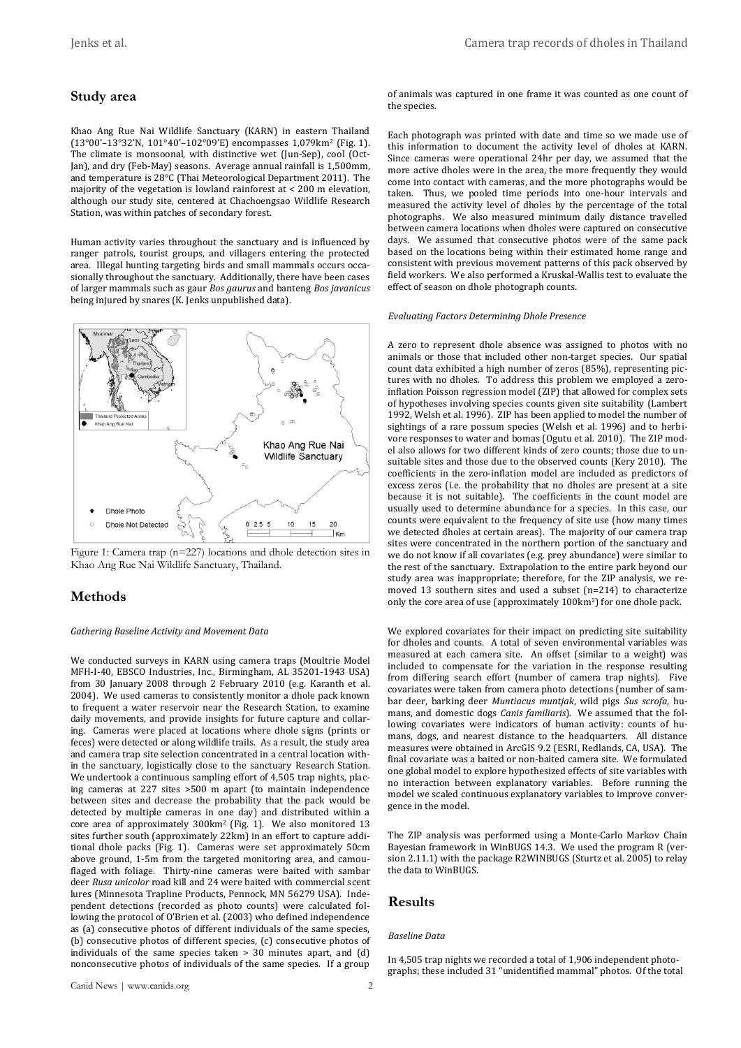## Study area

Khao Ang Rue Nai Wildlife Sanctuary (KARN) in eastern Thailand (13°00'–13°32'N, 101°40'–102°09'E) encompasses 1,079km² (Fig. 1). The climate is monsoonal, with distinctive wet (Jun-Sep), cool (Oct-Jan), and dry (Feb-May) seasons. Average annual rainfall is 1,500mm, and temperature is 28°C (Thai Meteorological Department 2011). The majority of the vegetation is lowland rainforest at < 200 m elevation, although our study site, centered at Chachoengsao Wildlife Research Station, was within patches of secondary forest.

Human activity varies throughout the sanctuary and is influenced by ranger patrols, tourist groups, and villagers entering the protected area. Illegal hunting targeting birds and small mammals occurs occasionally throughout the sanctuary. Additionally, there have been cases of larger mammals such as gaur *Bos gaurus* and banteng *Bos javanicus* being injured by snares (K. Jenks unpublished data).

Figure 1: Camera trap (n=227) locations and dhole detection sites in Khao Ang Rue Nai Wildlife Sanctuary, Thailand.

## Methods

*Gathering Baseline Activity and Movement Data*

We conducted surveys in KARN using camera traps (Moultrie Model MFH-I-40, EBSCO Industries, Inc., Birmingham, AL 35201-1943 USA) from 30 January 2008 through 2 February 2010 (e.g. Karanth et al. 2004). We used cameras to consistently monitor a dhole pack known to frequent a water reservoir near the Research Station, to examine daily movements, and provide insights for future capture and collaring. Cameras were placed at locations where dhole signs (prints or feces) were detected or along wildlife trails. As a result, the study area and camera trap site selection concentrated in a central location within the sanctuary, logistically close to the sanctuary Research Station. We undertook a continuous sampling effort of 4,505 trap nights, placing cameras at 227 sites >500 m apart (to maintain independence between sites and decrease the probability that the pack would be detected by multiple cameras in one day) and distributed within a core area of approximately 300km² (Fig. 1). We also monitored 13 sites further south (approximately 22km) in an effort to capture additional dhole packs (Fig. 1). Cameras were set approximately 50cm above ground, 1-5m from the targeted monitoring area, and camouflaged with foliage. Thirty-nine cameras were baited with sambar deer *Rusa unicolor* road kill and 24 were baited with commercial scent lures (Minnesota Trapline Products, Pennock, MN 56279 USA). Independent detections (recorded as photo counts) were calculated following the protocol of O'Brien et al. (2003) who defined independence as (a) consecutive photos of different individuals of the same species, (b) consecutive photos of different species, (c) consecutive photos of individuals of the same species taken > 30 minutes apart, and (d) nonconsecutive photos of individuals of the same species. If a group of animals was captured in one frame it was counted as one count of the species.

Each photograph was printed with date and time so we made use of this information to document the activity level of dholes at KARN. Since cameras were operational 24hr per day, we assumed that the more active dholes were in the area, the more frequently they would come into contact with cameras, and the more photographs would be taken. Thus, we pooled time periods into one-hour intervals and measured the activity level of dholes by the percentage of the total photographs. We also measured minimum daily distance travelled between camera locations when dholes were captured on consecutive days. We assumed that consecutive photos were of the same pack based on the locations being within their estimated home range and consistent with previous movement patterns of this pack observed by field workers. We also performed a Kruskal-Wallis test to evaluate the effect of season on dhole photograph counts.

*Evaluating Factors Determining Dhole Presence*

A zero to represent dhole absence was assigned to photos with no animals or those that included other non-target species. Our spatial count data exhibited a high number of zeros (85%), representing pictures with no dholes. To address this problem we employed a zero-inflation Poisson regression model (ZIP) that allowed for complex sets of hypotheses involving species counts given site suitability (Lambert 1992, Welsh et al. 1996). ZIP has been applied to model the number of sightings of a rare possum species (Welsh et al. 1996) and to herbivore responses to water and bomas (Ogutu et al. 2010). The ZIP model also allows for two different kinds of zero counts; those due to unsuitable sites and those due to the observed counts (Kery 2010). The coefficients in the zero-inflation model are included as predictors of excess zeros (i.e. the probability that no dholes are present at a site because it is not suitable). The coefficients in the count model are usually used to determine abundance for a species. In this case, our counts were equivalent to the frequency of site use (how many times we detected dholes at certain areas). The majority of our camera trap sites were concentrated in the northern portion of the sanctuary and we do not know if all covariates (e.g. prey abundance) were similar to the rest of the sanctuary. Extrapolation to the entire park beyond our study area was inappropriate; therefore, for the ZIP analysis, we removed 13 southern sites and used a subset (n=214) to characterize only the core area of use (approximately 100km²) for one dhole pack.

We explored covariates for their impact on predicting site suitability for dholes and counts. A total of seven environmental variables was measured at each camera site. An offset (similar to a weight) was included to compensate for the variation in the response resulting from differing search effort (number of camera trap nights). Five covariates were taken from camera photo detections (number of sambar deer, barking deer *Muntiacus muntjak*, wild pigs *Sus scrofa*, humans, and domestic dogs *Canis familiaris*). We assumed that the following covariates were indicators of human activity: counts of humans, dogs, and nearest distance to the headquarters. All distance measures were obtained in ArcGIS 9.2 (ESRI, Redlands, CA, USA). The final covariate was a baited or non-baited camera site. We formulated one global model to explore hypothesized effects of site variables with no interaction between explanatory variables. Before running the model we scaled continuous explanatory variables to improve convergence in the model.

The ZIP analysis was performed using a Monte-Carlo Markov Chain Bayesian framework in WinBUGS 14.3. We used the program R (version 2.11.1) with the package R2WINBUGS (Sturtz et al. 2005) to relay the data to WinBUGS.

## Results

*Baseline Data*

In 4,505 trap nights we recorded a total of 1,906 independent photographs; these included 31 "unidentified mammal" photos. Of the total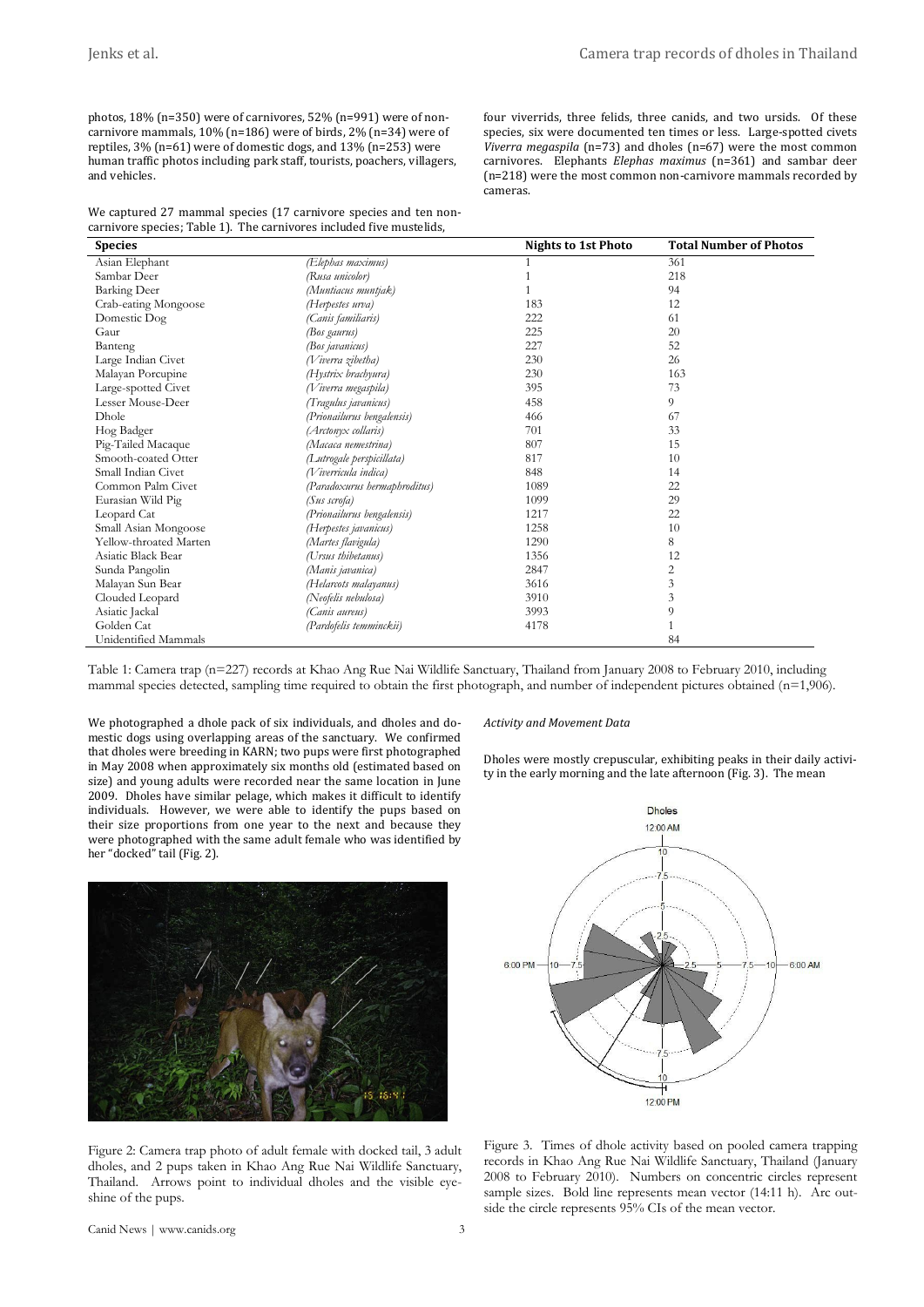photos, 18% (n=350) were of carnivores, 52% (n=991) were of non-carnivore mammals, 10% (n=186) were of birds, 2% (n=34) were of reptiles, 3% (n=61) were of domestic dogs, and 13% (n=253) were human traffic photos including park staff, tourists, poachers, villagers, and vehicles.

We captured 27 mammal species (17 carnivore species and ten non-carnivore species; Table 1). The carnivores included five mustelids, four viverrids, three felids, three canids, and two ursids. Of these species, six were documented ten times or less. Large-spotted civets *Viverra megaspila* (n=73) and dholes (n=67) were the most common carnivores. Elephants *Elephas maximus* (n=361) and sambar deer (n=218) were the most common non-carnivore mammals recorded by cameras.

| Species | | Nights to 1st Photo | Total Number of Photos |
|---|---|---|---|
| Asian Elephant | *(Elephas maximus)* | 1 | 361 |
| Sambar Deer | *(Rusa unicolor)* | 1 | 218 |
| Barking Deer | *(Muntiacus muntjak)* | 1 | 94 |
| Crab-eating Mongoose | *(Herpestes urva)* | 183 | 12 |
| Domestic Dog | *(Canis familiaris)* | 222 | 61 |
| Gaur | *(Bos gaurus)* | 225 | 20 |
| Banteng | *(Bos javanicus)* | 227 | 52 |
| Large Indian Civet | *(Viverra zibetha)* | 230 | 26 |
| Malayan Porcupine | *(Hystrix brachyura)* | 230 | 163 |
| Large-spotted Civet | *(Viverra megaspila)* | 395 | 73 |
| Lesser Mouse-Deer | *(Tragulus javanicus)* | 458 | 9 |
| Dhole | *(Prionailurus bengalensis)* | 466 | 67 |
| Hog Badger | *(Arctonyx collaris)* | 701 | 33 |
| Pig-Tailed Macaque | *(Macaca nemestrina)* | 807 | 15 |
| Smooth-coated Otter | *(Lutrogale perspicillata)* | 817 | 10 |
| Small Indian Civet | *(Viverricula indica)* | 848 | 14 |
| Common Palm Civet | *(Paradoxurus hermaphroditus)* | 1089 | 22 |
| Eurasian Wild Pig | *(Sus scrofa)* | 1099 | 29 |
| Leopard Cat | *(Prionailurus bengalensis)* | 1217 | 22 |
| Small Asian Mongoose | *(Herpestes javanicus)* | 1258 | 10 |
| Yellow-throated Marten | *(Martes flavigula)* | 1290 | 8 |
| Asiatic Black Bear | *(Ursus thibetanus)* | 1356 | 12 |
| Sunda Pangolin | *(Manis javanica)* | 2847 | 2 |
| Malayan Sun Bear | *(Helarcots malayanus)* | 3616 | 3 |
| Clouded Leopard | *(Neofelis nebulosa)* | 3910 | 3 |
| Asiatic Jackal | *(Canis aureus)* | 3993 | 9 |
| Golden Cat | *(Pardofelis temminckii)* | 4178 | 1 |
| Unidentified Mammals | | | 84 |

Table 1: Camera trap (n=227) records at Khao Ang Rue Nai Wildlife Sanctuary, Thailand from January 2008 to February 2010, including mammal species detected, sampling time required to obtain the first photograph, and number of independent pictures obtained (n=1,906).

We photographed a dhole pack of six individuals, and dholes and domestic dogs using overlapping areas of the sanctuary. We confirmed that dholes were breeding in KARN; two pups were first photographed in May 2008 when approximately six months old (estimated based on size) and young adults were recorded near the same location in June 2009. Dholes have similar pelage, which makes it difficult to identify individuals. However, we were able to identify the pups based on their size proportions from one year to the next and because they were photographed with the same adult female who was identified by her "docked" tail (Fig. 2).

Figure 2: Camera trap photo of adult female with docked tail, 3 adult dholes, and 2 pups taken in Khao Ang Rue Nai Wildlife Sanctuary, Thailand. Arrows point to individual dholes and the visible eye-shine of the pups.

*Activity and Movement Data*

Dholes were mostly crepuscular, exhibiting peaks in their daily activity in the early morning and the late afternoon (Fig. 3). The mean

Figure 3. Times of dhole activity based on pooled camera trapping records in Khao Ang Rue Nai Wildlife Sanctuary, Thailand (January 2008 to February 2010). Numbers on concentric circles represent sample sizes. Bold line represents mean vector (14:11 h). Arc outside the circle represents 95% CIs of the mean vector.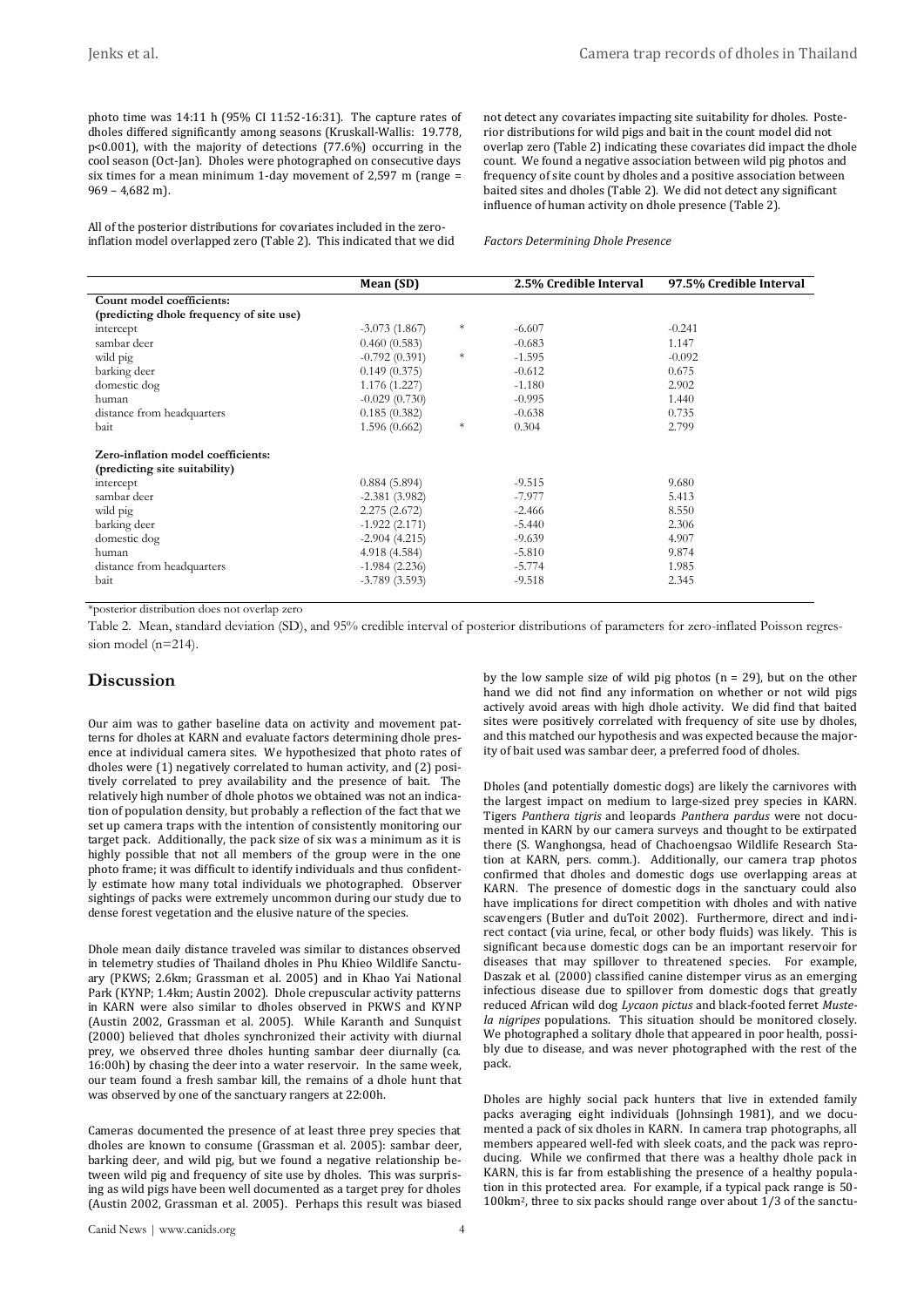photo time was 14:11 h (95% CI 11:52-16:31). The capture rates of dholes differed significantly among seasons (Kruskall-Wallis: 19.778, p<0.001), with the majority of detections (77.6%) occurring in the cool season (Oct-Jan). Dholes were photographed on consecutive days six times for a mean minimum 1-day movement of 2,597 m (range = 969 – 4,682 m).

All of the posterior distributions for covariates included in the zero-inflation model overlapped zero (Table 2). This indicated that we did not detect any covariates impacting site suitability for dholes. Posterior distributions for wild pigs and bait in the count model did not overlap zero (Table 2) indicating these covariates did impact the dhole count. We found a negative association between wild pig photos and frequency of site count by dholes and a positive association between baited sites and dholes (Table 2). We did not detect any significant influence of human activity on dhole presence (Table 2).

*Factors Determining Dhole Presence*

| | Mean (SD) | | 2.5% Credible Interval | 97.5% Credible Interval |
|---|---|---|---|---|
| **Count model coefficients:** | | | | |
| **(predicting dhole frequency of site use)** | | | | |
| intercept | -3.073 (1.867) | * | -6.607 | -0.241 |
| sambar deer | 0.460 (0.583) | | -0.683 | 1.147 |
| wild pig | -0.792 (0.391) | * | -1.595 | -0.092 |
| barking deer | 0.149 (0.375) | | -0.612 | 0.675 |
| domestic dog | 1.176 (1.227) | | -1.180 | 2.902 |
| human | -0.029 (0.730) | | -0.995 | 1.440 |
| distance from headquarters | 0.185 (0.382) | | -0.638 | 0.735 |
| bait | 1.596 (0.662) | * | 0.304 | 2.799 |
| **Zero-inflation model coefficients:** | | | | |
| **(predicting site suitability)** | | | | |
| intercept | 0.884 (5.894) | | -9.515 | 9.680 |
| sambar deer | -2.381 (3.982) | | -7.977 | 5.413 |
| wild pig | 2.275 (2.672) | | -2.466 | 8.550 |
| barking deer | -1.922 (2.171) | | -5.440 | 2.306 |
| domestic dog | -2.904 (4.215) | | -9.639 | 4.907 |
| human | 4.918 (4.584) | | -5.810 | 9.874 |
| distance from headquarters | -1.984 (2.236) | | -5.774 | 1.985 |
| bait | -3.789 (3.593) | | -9.518 | 2.345 |

*posterior distribution does not overlap zero

Table 2. Mean, standard deviation (SD), and 95% credible interval of posterior distributions of parameters for zero-inflated Poisson regression model (n=214).

## Discussion

Our aim was to gather baseline data on activity and movement patterns for dholes at KARN and evaluate factors determining dhole presence at individual camera sites. We hypothesized that photo rates of dholes were (1) negatively correlated to human activity, and (2) positively correlated to prey availability and the presence of bait. The relatively high number of dhole photos we obtained was not an indication of population density, but probably a reflection of the fact that we set up camera traps with the intention of consistently monitoring our target pack. Additionally, the pack size of six was a minimum as it is highly possible that not all members of the group were in the one photo frame; it was difficult to identify individuals and thus confidently estimate how many total individuals we photographed. Observer sightings of packs were extremely uncommon during our study due to dense forest vegetation and the elusive nature of the species.

Dhole mean daily distance traveled was similar to distances observed in telemetry studies of Thailand dholes in Phu Khieo Wildlife Sanctuary (PKWS; 2.6km; Grassman et al. 2005) and in Khao Yai National Park (KYNP; 1.4km; Austin 2002). Dhole crepuscular activity patterns in KARN were also similar to dholes observed in PKWS and KYNP (Austin 2002, Grassman et al. 2005). While Karanth and Sunquist (2000) believed that dholes synchronized their activity with diurnal prey, we observed three dholes hunting sambar deer diurnally (ca. 16:00h) by chasing the deer into a water reservoir. In the same week, our team found a fresh sambar kill, the remains of a dhole hunt that was observed by one of the sanctuary rangers at 22:00h.

Cameras documented the presence of at least three prey species that dholes are known to consume (Grassman et al. 2005): sambar deer, barking deer, and wild pig, but we found a negative relationship between wild pig and frequency of site use by dholes. This was surprising as wild pigs have been well documented as a target prey for dholes (Austin 2002, Grassman et al. 2005). Perhaps this result was biased by the low sample size of wild pig photos (n = 29), but on the other hand we did not find any information on whether or not wild pigs actively avoid areas with high dhole activity. We did find that baited sites were positively correlated with frequency of site use by dholes, and this matched our hypothesis and was expected because the majority of bait used was sambar deer, a preferred food of dholes.

Dholes (and potentially domestic dogs) are likely the carnivores with the largest impact on medium to large-sized prey species in KARN. Tigers *Panthera tigris* and leopards *Panthera pardus* were not documented in KARN by our camera surveys and thought to be extirpated there (S. Wanghongsa, head of Chachoengsao Wildlife Research Station at KARN, pers. comm.). Additionally, our camera trap photos confirmed that dholes and domestic dogs use overlapping areas at KARN. The presence of domestic dogs in the sanctuary could also have implications for direct competition with dholes and with native scavengers (Butler and duToit 2002). Furthermore, direct and indirect contact (via urine, fecal, or other body fluids) was likely. This is significant because domestic dogs can be an important reservoir for diseases that may spillover to threatened species. For example, Daszak et al. (2000) classified canine distemper virus as an emerging infectious disease due to spillover from domestic dogs that greatly reduced African wild dog *Lycaon pictus* and black-footed ferret *Mustela nigripes* populations. This situation should be monitored closely. We photographed a solitary dhole that appeared in poor health, possibly due to disease, and was never photographed with the rest of the pack.

Dholes are highly social pack hunters that live in extended family packs averaging eight individuals (Johnsingh 1981), and we documented a pack of six dholes in KARN. In camera trap photographs, all members appeared well-fed with sleek coats, and the pack was reproducing. While we confirmed that there was a healthy dhole pack in KARN, this is far from establishing the presence of a healthy population in this protected area. For example, if a typical pack range is 50-100km², three to six packs should range over about 1/3 of the sanctu-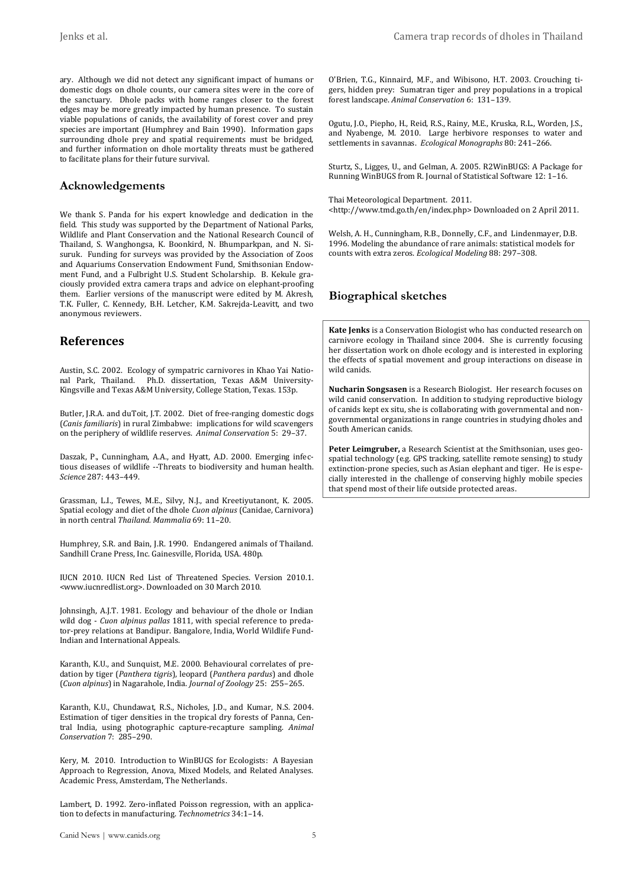ary. Although we did not detect any significant impact of humans or domestic dogs on dhole counts, our camera sites were in the core of the sanctuary. Dhole packs with home ranges closer to the forest edges may be more greatly impacted by human presence. To sustain viable populations of canids, the availability of forest cover and prey species are important (Humphrey and Bain 1990). Information gaps surrounding dhole prey and spatial requirements must be bridged, and further information on dhole mortality threats must be gathered to facilitate plans for their future survival.

## Acknowledgements

We thank S. Panda for his expert knowledge and dedication in the field. This study was supported by the Department of National Parks, Wildlife and Plant Conservation and the National Research Council of Thailand, S. Wanghongsa, K. Boonkird, N. Bhumparkpan, and N. Sisuruk. Funding for surveys was provided by the Association of Zoos and Aquariums Conservation Endowment Fund, Smithsonian Endowment Fund, and a Fulbright U.S. Student Scholarship. B. Kekule graciously provided extra camera traps and advice on elephant-proofing them. Earlier versions of the manuscript were edited by M. Akresh, T.K. Fuller, C. Kennedy, B.H. Letcher, K.M. Sakrejda-Leavitt, and two anonymous reviewers.

## References

Austin, S.C. 2002. Ecology of sympatric carnivores in Khao Yai National Park, Thailand. Ph.D. dissertation, Texas A&M University-Kingsville and Texas A&M University, College Station, Texas. 153p.

Butler, J.R.A. and duToit, J.T. 2002. Diet of free-ranging domestic dogs (*Canis familiaris*) in rural Zimbabwe: implications for wild scavengers on the periphery of wildlife reserves. *Animal Conservation* 5: 29–37.

Daszak, P., Cunningham, A.A., and Hyatt, A.D. 2000. Emerging infectious diseases of wildlife --Threats to biodiversity and human health. *Science* 287: 443–449.

Grassman, L.I., Tewes, M.E., Silvy, N.J., and Kreetiyutanont, K. 2005. Spatial ecology and diet of the dhole *Cuon alpinus* (Canidae, Carnivora) in north central *Thailand. Mammalia* 69: 11–20.

Humphrey, S.R. and Bain, J.R. 1990. Endangered animals of Thailand. Sandhill Crane Press, Inc. Gainesville, Florida, USA. 480p.

IUCN 2010. IUCN Red List of Threatened Species. Version 2010.1. <www.iucnredlist.org>. Downloaded on 30 March 2010.

Johnsingh, A.J.T. 1981. Ecology and behaviour of the dhole or Indian wild dog - *Cuon alpinus pallas* 1811, with special reference to predator-prey relations at Bandipur. Bangalore, India, World Wildlife Fund-Indian and International Appeals.

Karanth, K.U., and Sunquist, M.E. 2000. Behavioural correlates of predation by tiger (*Panthera tigris*), leopard (*Panthera pardus*) and dhole (*Cuon alpinus*) in Nagarahole, India. *Journal of Zoology* 25: 255–265.

Karanth, K.U., Chundawat, R.S., Nicholes, J.D., and Kumar, N.S. 2004. Estimation of tiger densities in the tropical dry forests of Panna, Central India, using photographic capture-recapture sampling. *Animal Conservation* 7: 285–290.

Kery, M. 2010. Introduction to WinBUGS for Ecologists: A Bayesian Approach to Regression, Anova, Mixed Models, and Related Analyses. Academic Press, Amsterdam, The Netherlands.

Lambert, D. 1992. Zero-inflated Poisson regression, with an application to defects in manufacturing. *Technometrics* 34:1–14.

O'Brien, T.G., Kinnaird, M.F., and Wibisono, H.T. 2003. Crouching tigers, hidden prey: Sumatran tiger and prey populations in a tropical forest landscape. *Animal Conservation* 6: 131–139.

Ogutu, J.O., Piepho, H., Reid, R.S., Rainy, M.E., Kruska, R.L., Worden, J.S., and Nyabenge, M. 2010. Large herbivore responses to water and settlements in savannas. *Ecological Monographs* 80: 241–266.

Sturtz, S., Ligges, U., and Gelman, A. 2005. R2WinBUGS: A Package for Running WinBUGS from R. Journal of Statistical Software 12: 1–16.

Thai Meteorological Department. 2011. <http://www.tmd.go.th/en/index.php> Downloaded on 2 April 2011.

Welsh, A. H., Cunningham, R.B., Donnelly, C.F., and Lindenmayer, D.B. 1996. Modeling the abundance of rare animals: statistical models for counts with extra zeros. *Ecological Modeling* 88: 297–308.

## Biographical sketches

**Kate Jenks** is a Conservation Biologist who has conducted research on carnivore ecology in Thailand since 2004. She is currently focusing her dissertation work on dhole ecology and is interested in exploring the effects of spatial movement and group interactions on disease in wild canids.

**Nucharin Songsasen** is a Research Biologist. Her research focuses on wild canid conservation. In addition to studying reproductive biology of canids kept ex situ, she is collaborating with governmental and non-governmental organizations in range countries in studying dholes and South American canids.

**Peter Leimgruber,** a Research Scientist at the Smithsonian, uses geospatial technology (e.g. GPS tracking, satellite remote sensing) to study extinction-prone species, such as Asian elephant and tiger. He is especially interested in the challenge of conserving highly mobile species that spend most of their life outside protected areas.